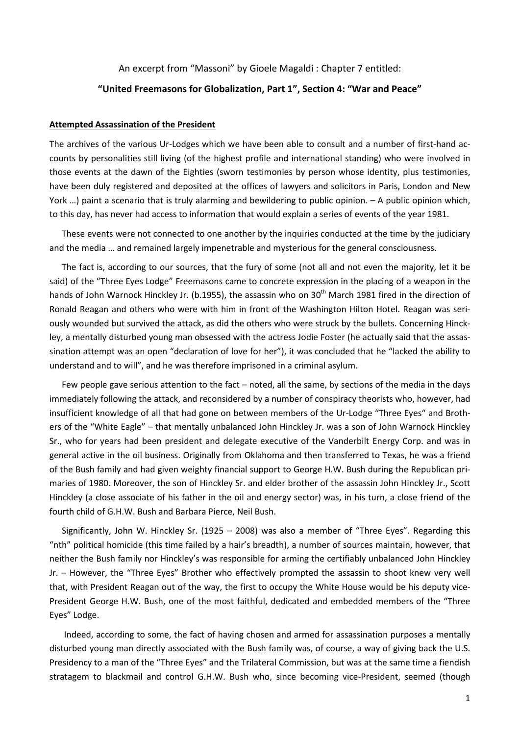An excerpt from "Massoni" by Gioele Magaldi : Chapter 7 entitled:

**"United Freemasons for Globalization, Part 1", Section 4: "War and Peace"**

**Attempted Assassination of the President**

The archives of the various Ur-Lodges which we have been able to consult and a number of first-hand accounts by personalities still living (of the highest profile and international standing) who were involved in those events at the dawn of the Eighties (sworn testimonies by person whose identity, plus testimonies, have been duly registered and deposited at the offices of lawyers and solicitors in Paris, London and New York …) paint a scenario that is truly alarming and bewildering to public opinion. – A public opinion which, to this day, has never had access to information that would explain a series of events of the year 1981.

These events were not connected to one another by the inquiries conducted at the time by the judiciary and the media … and remained largely impenetrable and mysterious for the general consciousness.

The fact is, according to our sources, that the fury of some (not all and not even the majority, let it be said) of the "Three Eyes Lodge" Freemasons came to concrete expression in the placing of a weapon in the hands of John Warnock Hinckley Jr. (b.1955), the assassin who on 30th March 1981 fired in the direction of Ronald Reagan and others who were with him in front of the Washington Hilton Hotel. Reagan was seriously wounded but survived the attack, as did the others who were struck by the bullets. Concerning Hinckley, a mentally disturbed young man obsessed with the actress Jodie Foster (he actually said that the assassination attempt was an open "declaration of love for her"), it was concluded that he "lacked the ability to understand and to will", and he was therefore imprisoned in a criminal asylum.

Few people gave serious attention to the fact – noted, all the same, by sections of the media in the days immediately following the attack, and reconsidered by a number of conspiracy theorists who, however, had insufficient knowledge of all that had gone on between members of the Ur-Lodge "Three Eyes" and Brothers of the "White Eagle" – that mentally unbalanced John Hinckley Jr. was a son of John Warnock Hinckley Sr., who for years had been president and delegate executive of the Vanderbilt Energy Corp. and was in general active in the oil business. Originally from Oklahoma and then transferred to Texas, he was a friend of the Bush family and had given weighty financial support to George H.W. Bush during the Republican primaries of 1980. Moreover, the son of Hinckley Sr. and elder brother of the assassin John Hinckley Jr., Scott Hinckley (a close associate of his father in the oil and energy sector) was, in his turn, a close friend of the fourth child of G.H.W. Bush and Barbara Pierce, Neil Bush.

Significantly, John W. Hinckley Sr. (1925 – 2008) was also a member of "Three Eyes". Regarding this "nth" political homicide (this time failed by a hair's breadth), a number of sources maintain, however, that neither the Bush family nor Hinckley's was responsible for arming the certifiably unbalanced John Hinckley Jr. – However, the "Three Eyes" Brother who effectively prompted the assassin to shoot knew very well that, with President Reagan out of the way, the first to occupy the White House would be his deputy vice-President George H.W. Bush, one of the most faithful, dedicated and embedded members of the "Three Eyes" Lodge.

Indeed, according to some, the fact of having chosen and armed for assassination purposes a mentally disturbed young man directly associated with the Bush family was, of course, a way of giving back the U.S. Presidency to a man of the "Three Eyes" and the Trilateral Commission, but was at the same time a fiendish stratagem to blackmail and control G.H.W. Bush who, since becoming vice-President, seemed (though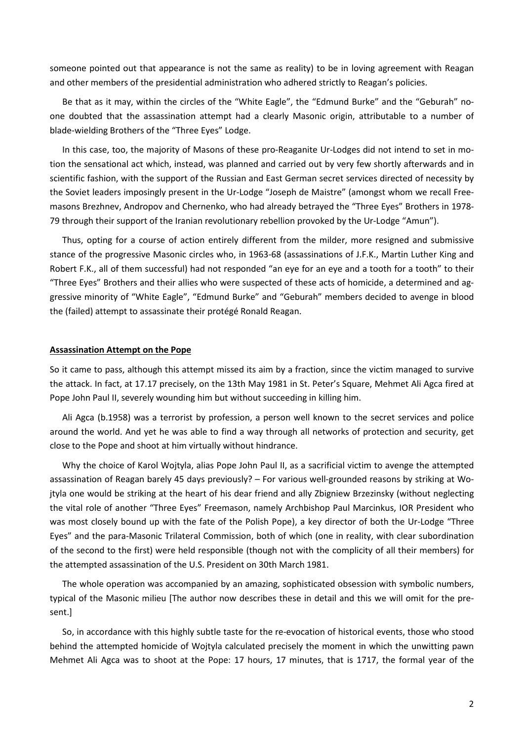someone pointed out that appearance is not the same as reality) to be in loving agreement with Reagan and other members of the presidential administration who adhered strictly to Reagan's policies.

Be that as it may, within the circles of the "White Eagle", the "Edmund Burke" and the "Geburah" no-one doubted that the assassination attempt had a clearly Masonic origin, attributable to a number of blade-wielding Brothers of the "Three Eyes" Lodge.

In this case, too, the majority of Masons of these pro-Reaganite Ur-Lodges did not intend to set in motion the sensational act which, instead, was planned and carried out by very few shortly afterwards and in scientific fashion, with the support of the Russian and East German secret services directed of necessity by the Soviet leaders imposingly present in the Ur-Lodge "Joseph de Maistre" (amongst whom we recall Freemasons Brezhnev, Andropov and Chernenko, who had already betrayed the "Three Eyes" Brothers in 1978-79 through their support of the Iranian revolutionary rebellion provoked by the Ur-Lodge "Amun").

Thus, opting for a course of action entirely different from the milder, more resigned and submissive stance of the progressive Masonic circles who, in 1963-68 (assassinations of J.F.K., Martin Luther King and Robert F.K., all of them successful) had not responded "an eye for an eye and a tooth for a tooth" to their "Three Eyes" Brothers and their allies who were suspected of these acts of homicide, a determined and aggressive minority of "White Eagle", "Edmund Burke" and "Geburah" members decided to avenge in blood the (failed) attempt to assassinate their protégé Ronald Reagan.

## Assassination Attempt on the Pope

So it came to pass, although this attempt missed its aim by a fraction, since the victim managed to survive the attack. In fact, at 17.17 precisely, on the 13th May 1981 in St. Peter's Square, Mehmet Ali Agca fired at Pope John Paul II, severely wounding him but without succeeding in killing him.

Ali Agca (b.1958) was a terrorist by profession, a person well known to the secret services and police around the world. And yet he was able to find a way through all networks of protection and security, get close to the Pope and shoot at him virtually without hindrance.

Why the choice of Karol Wojtyla, alias Pope John Paul II, as a sacrificial victim to avenge the attempted assassination of Reagan barely 45 days previously? – For various well-grounded reasons by striking at Wojtyla one would be striking at the heart of his dear friend and ally Zbigniew Brzezinsky (without neglecting the vital role of another "Three Eyes" Freemason, namely Archbishop Paul Marcinkus, IOR President who was most closely bound up with the fate of the Polish Pope), a key director of both the Ur-Lodge "Three Eyes" and the para-Masonic Trilateral Commission, both of which (one in reality, with clear subordination of the second to the first) were held responsible (though not with the complicity of all their members) for the attempted assassination of the U.S. President on 30th March 1981.

The whole operation was accompanied by an amazing, sophisticated obsession with symbolic numbers, typical of the Masonic milieu [The author now describes these in detail and this we will omit for the present.]

So, in accordance with this highly subtle taste for the re-evocation of historical events, those who stood behind the attempted homicide of Wojtyla calculated precisely the moment in which the unwitting pawn Mehmet Ali Agca was to shoot at the Pope: 17 hours, 17 minutes, that is 1717, the formal year of the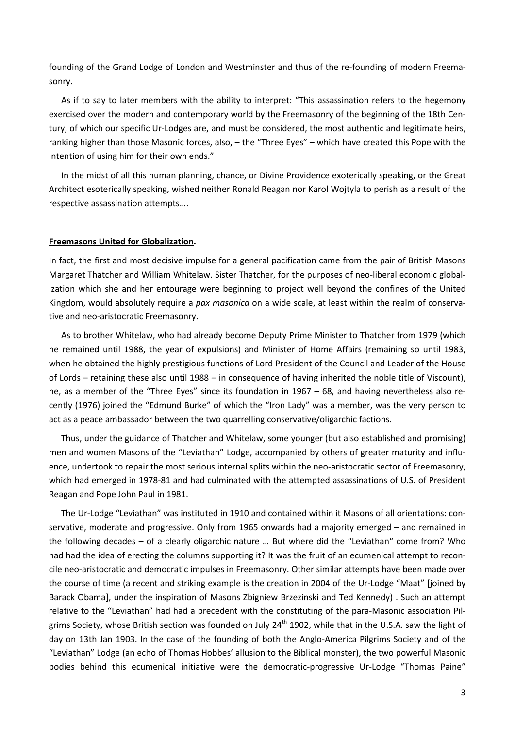founding of the Grand Lodge of London and Westminster and thus of the re-founding of modern Freemasonry.

As if to say to later members with the ability to interpret: "This assassination refers to the hegemony exercised over the modern and contemporary world by the Freemasonry of the beginning of the 18th Century, of which our specific Ur-Lodges are, and must be considered, the most authentic and legitimate heirs, ranking higher than those Masonic forces, also, – the "Three Eyes" – which have created this Pope with the intention of using him for their own ends."

In the midst of all this human planning, chance, or Divine Providence exoterically speaking, or the Great Architect esoterically speaking, wished neither Ronald Reagan nor Karol Wojtyla to perish as a result of the respective assassination attempts….

**Freemasons United for Globalization.**

In fact, the first and most decisive impulse for a general pacification came from the pair of British Masons Margaret Thatcher and William Whitelaw. Sister Thatcher, for the purposes of neo-liberal economic globalization which she and her entourage were beginning to project well beyond the confines of the United Kingdom, would absolutely require a *pax masonica* on a wide scale, at least within the realm of conservative and neo-aristocratic Freemasonry.

As to brother Whitelaw, who had already become Deputy Prime Minister to Thatcher from 1979 (which he remained until 1988, the year of expulsions) and Minister of Home Affairs (remaining so until 1983, when he obtained the highly prestigious functions of Lord President of the Council and Leader of the House of Lords – retaining these also until 1988 – in consequence of having inherited the noble title of Viscount), he, as a member of the "Three Eyes" since its foundation in 1967 – 68, and having nevertheless also recently (1976) joined the "Edmund Burke" of which the "Iron Lady" was a member, was the very person to act as a peace ambassador between the two quarrelling conservative/oligarchic factions.

Thus, under the guidance of Thatcher and Whitelaw, some younger (but also established and promising) men and women Masons of the "Leviathan" Lodge, accompanied by others of greater maturity and influence, undertook to repair the most serious internal splits within the neo-aristocratic sector of Freemasonry, which had emerged in 1978-81 and had culminated with the attempted assassinations of U.S. of President Reagan and Pope John Paul in 1981.

The Ur-Lodge "Leviathan" was instituted in 1910 and contained within it Masons of all orientations: conservative, moderate and progressive. Only from 1965 onwards had a majority emerged – and remained in the following decades – of a clearly oligarchic nature … But where did the "Leviathan" come from? Who had had the idea of erecting the columns supporting it? It was the fruit of an ecumenical attempt to reconcile neo-aristocratic and democratic impulses in Freemasonry. Other similar attempts have been made over the course of time (a recent and striking example is the creation in 2004 of the Ur-Lodge "Maat" [joined by Barack Obama], under the inspiration of Masons Zbigniew Brzezinski and Ted Kennedy) . Such an attempt relative to the "Leviathan" had had a precedent with the constituting of the para-Masonic association Pilgrims Society, whose British section was founded on July 24th 1902, while that in the U.S.A. saw the light of day on 13th Jan 1903. In the case of the founding of both the Anglo-America Pilgrims Society and of the "Leviathan" Lodge (an echo of Thomas Hobbes' allusion to the Biblical monster), the two powerful Masonic bodies behind this ecumenical initiative were the democratic-progressive Ur-Lodge "Thomas Paine"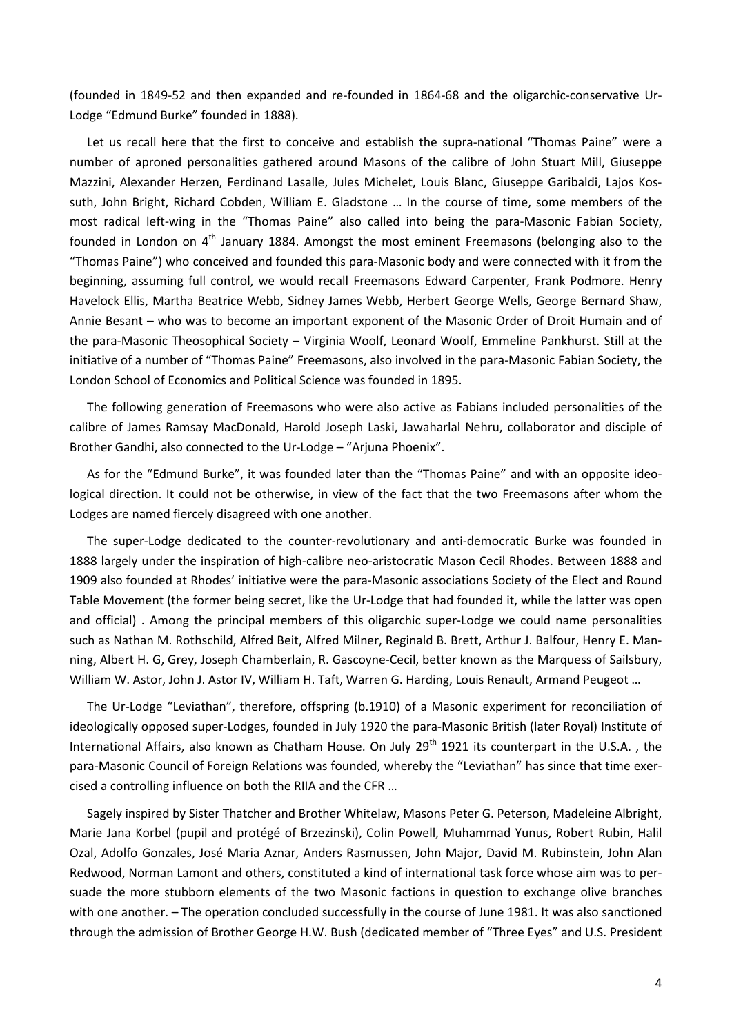(founded in 1849-52 and then expanded and re-founded in 1864-68 and the oligarchic-conservative Ur-Lodge "Edmund Burke" founded in 1888).

Let us recall here that the first to conceive and establish the supra-national "Thomas Paine" were a number of aproned personalities gathered around Masons of the calibre of John Stuart Mill, Giuseppe Mazzini, Alexander Herzen, Ferdinand Lasalle, Jules Michelet, Louis Blanc, Giuseppe Garibaldi, Lajos Kossuth, John Bright, Richard Cobden, William E. Gladstone … In the course of time, some members of the most radical left-wing in the "Thomas Paine" also called into being the para-Masonic Fabian Society, founded in London on 4th January 1884. Amongst the most eminent Freemasons (belonging also to the "Thomas Paine") who conceived and founded this para-Masonic body and were connected with it from the beginning, assuming full control, we would recall Freemasons Edward Carpenter, Frank Podmore. Henry Havelock Ellis, Martha Beatrice Webb, Sidney James Webb, Herbert George Wells, George Bernard Shaw, Annie Besant – who was to become an important exponent of the Masonic Order of Droit Humain and of the para-Masonic Theosophical Society – Virginia Woolf, Leonard Woolf, Emmeline Pankhurst. Still at the initiative of a number of "Thomas Paine" Freemasons, also involved in the para-Masonic Fabian Society, the London School of Economics and Political Science was founded in 1895.

The following generation of Freemasons who were also active as Fabians included personalities of the calibre of James Ramsay MacDonald, Harold Joseph Laski, Jawaharlal Nehru, collaborator and disciple of Brother Gandhi, also connected to the Ur-Lodge – "Arjuna Phoenix".

As for the "Edmund Burke", it was founded later than the "Thomas Paine" and with an opposite ideological direction. It could not be otherwise, in view of the fact that the two Freemasons after whom the Lodges are named fiercely disagreed with one another.

The super-Lodge dedicated to the counter-revolutionary and anti-democratic Burke was founded in 1888 largely under the inspiration of high-calibre neo-aristocratic Mason Cecil Rhodes. Between 1888 and 1909 also founded at Rhodes' initiative were the para-Masonic associations Society of the Elect and Round Table Movement (the former being secret, like the Ur-Lodge that had founded it, while the latter was open and official) . Among the principal members of this oligarchic super-Lodge we could name personalities such as Nathan M. Rothschild, Alfred Beit, Alfred Milner, Reginald B. Brett, Arthur J. Balfour, Henry E. Manning, Albert H. G, Grey, Joseph Chamberlain, R. Gascoyne-Cecil, better known as the Marquess of Sailsbury, William W. Astor, John J. Astor IV, William H. Taft, Warren G. Harding, Louis Renault, Armand Peugeot …

The Ur-Lodge "Leviathan", therefore, offspring (b.1910) of a Masonic experiment for reconciliation of ideologically opposed super-Lodges, founded in July 1920 the para-Masonic British (later Royal) Institute of International Affairs, also known as Chatham House. On July 29th 1921 its counterpart in the U.S.A. , the para-Masonic Council of Foreign Relations was founded, whereby the "Leviathan" has since that time exercised a controlling influence on both the RIIA and the CFR …

Sagely inspired by Sister Thatcher and Brother Whitelaw, Masons Peter G. Peterson, Madeleine Albright, Marie Jana Korbel (pupil and protégé of Brzezinski), Colin Powell, Muhammad Yunus, Robert Rubin, Halil Ozal, Adolfo Gonzales, José Maria Aznar, Anders Rasmussen, John Major, David M. Rubinstein, John Alan Redwood, Norman Lamont and others, constituted a kind of international task force whose aim was to persuade the more stubborn elements of the two Masonic factions in question to exchange olive branches with one another. – The operation concluded successfully in the course of June 1981. It was also sanctioned through the admission of Brother George H.W. Bush (dedicated member of "Three Eyes" and U.S. President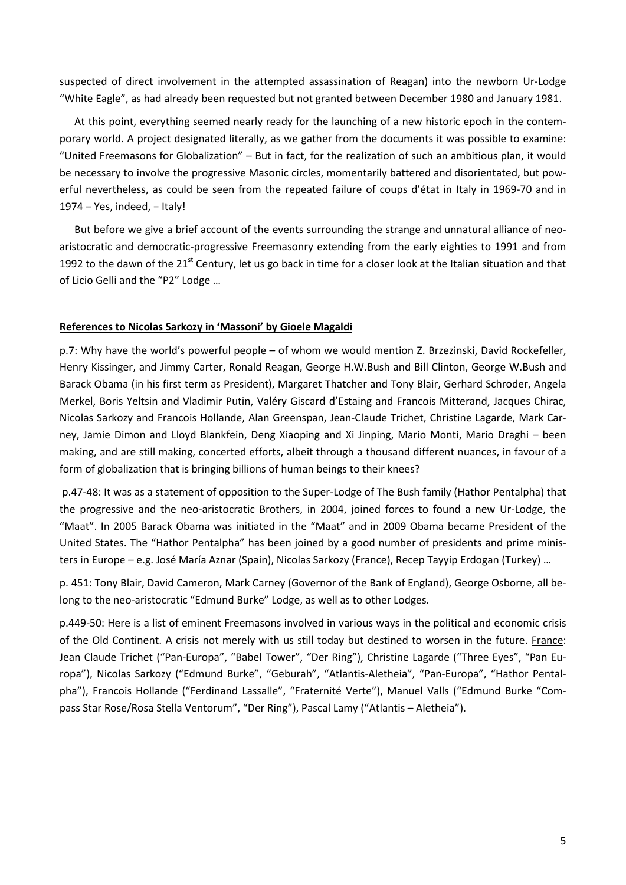suspected of direct involvement in the attempted assassination of Reagan) into the newborn Ur-Lodge "White Eagle", as had already been requested but not granted between December 1980 and January 1981.

At this point, everything seemed nearly ready for the launching of a new historic epoch in the contemporary world. A project designated literally, as we gather from the documents it was possible to examine: "United Freemasons for Globalization" – But in fact, for the realization of such an ambitious plan, it would be necessary to involve the progressive Masonic circles, momentarily battered and disorientated, but powerful nevertheless, as could be seen from the repeated failure of coups d'état in Italy in 1969-70 and in 1974 – Yes, indeed, − Italy!

But before we give a brief account of the events surrounding the strange and unnatural alliance of neo-aristocratic and democratic-progressive Freemasonry extending from the early eighties to 1991 and from 1992 to the dawn of the 21st Century, let us go back in time for a closer look at the Italian situation and that of Licio Gelli and the "P2" Lodge …

**References to Nicolas Sarkozy in 'Massoni' by Gioele Magaldi**

p.7: Why have the world's powerful people – of whom we would mention Z. Brzezinski, David Rockefeller, Henry Kissinger, and Jimmy Carter, Ronald Reagan, George H.W.Bush and Bill Clinton, George W.Bush and Barack Obama (in his first term as President), Margaret Thatcher and Tony Blair, Gerhard Schroder, Angela Merkel, Boris Yeltsin and Vladimir Putin, Valéry Giscard d'Estaing and Francois Mitterand, Jacques Chirac, Nicolas Sarkozy and Francois Hollande, Alan Greenspan, Jean-Claude Trichet, Christine Lagarde, Mark Carney, Jamie Dimon and Lloyd Blankfein, Deng Xiaoping and Xi Jinping, Mario Monti, Mario Draghi – been making, and are still making, concerted efforts, albeit through a thousand different nuances, in favour of a form of globalization that is bringing billions of human beings to their knees?

p.47-48: It was as a statement of opposition to the Super-Lodge of The Bush family (Hathor Pentalpha) that the progressive and the neo-aristocratic Brothers, in 2004, joined forces to found a new Ur-Lodge, the "Maat". In 2005 Barack Obama was initiated in the "Maat" and in 2009 Obama became President of the United States. The "Hathor Pentalpha" has been joined by a good number of presidents and prime ministers in Europe – e.g. José María Aznar (Spain), Nicolas Sarkozy (France), Recep Tayyip Erdogan (Turkey) …

p. 451: Tony Blair, David Cameron, Mark Carney (Governor of the Bank of England), George Osborne, all belong to the neo-aristocratic "Edmund Burke" Lodge, as well as to other Lodges.

p.449-50: Here is a list of eminent Freemasons involved in various ways in the political and economic crisis of the Old Continent. A crisis not merely with us still today but destined to worsen in the future. France: Jean Claude Trichet ("Pan-Europa", "Babel Tower", "Der Ring"), Christine Lagarde ("Three Eyes", "Pan Europa"), Nicolas Sarkozy ("Edmund Burke", "Geburah", "Atlantis-Aletheia", "Pan-Europa", "Hathor Pentalpha"), Francois Hollande ("Ferdinand Lassalle", "Fraternité Verte"), Manuel Valls ("Edmund Burke "Compass Star Rose/Rosa Stella Ventorum", "Der Ring"), Pascal Lamy ("Atlantis – Aletheia").